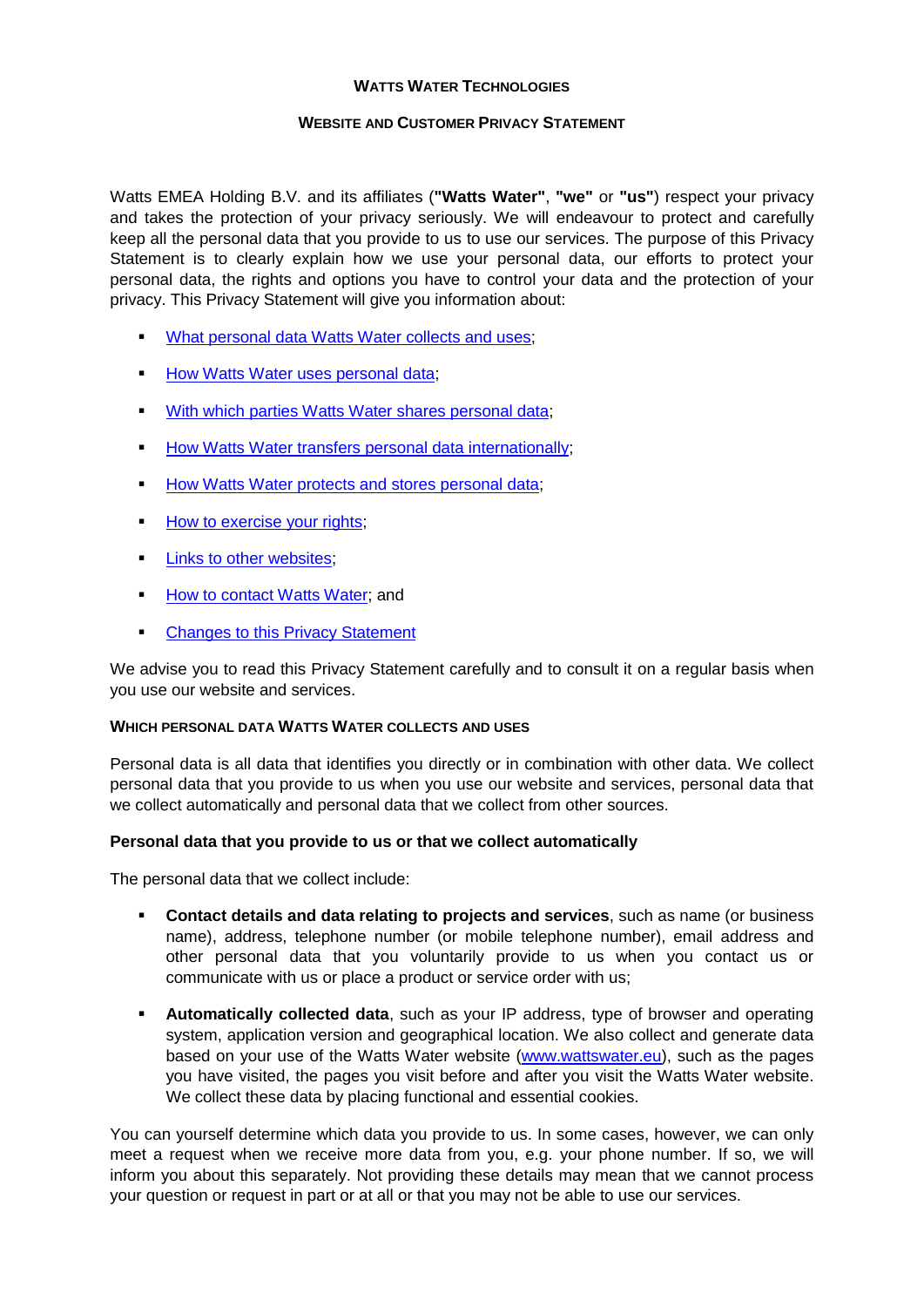# WATTS WATER TECHNOLOGIES

## WEBSITE AND CUSTOMER PRIVACY STATEMENT

Watts EMEA Holding B.V. and its affiliates (**"Watts Water"**, **"we"** or **"us"**) respect your privacy and takes the protection of your privacy seriously. We will endeavour to protect and carefully keep all the personal data that you provide to us to use our services. The purpose of this Privacy Statement is to clearly explain how we use your personal data, our efforts to protect your personal data, the rights and options you have to control your data and the protection of your privacy. This Privacy Statement will give you information about:

- What personal data Watts Water collects and uses;
- How Watts Water uses personal data;
- With which parties Watts Water shares personal data;
- How Watts Water transfers personal data internationally;
- How Watts Water protects and stores personal data;
- How to exercise your rights;
- Links to other websites;
- How to contact Watts Water; and
- Changes to this Privacy Statement

We advise you to read this Privacy Statement carefully and to consult it on a regular basis when you use our website and services.

### WHICH PERSONAL DATA WATTS WATER COLLECTS AND USES

Personal data is all data that identifies you directly or in combination with other data. We collect personal data that you provide to us when you use our website and services, personal data that we collect automatically and personal data that we collect from other sources.

**Personal data that you provide to us or that we collect automatically**

The personal data that we collect include:

- **Contact details and data relating to projects and services**, such as name (or business name), address, telephone number (or mobile telephone number), email address and other personal data that you voluntarily provide to us when you contact us or communicate with us or place a product or service order with us;
- **Automatically collected data**, such as your IP address, type of browser and operating system, application version and geographical location. We also collect and generate data based on your use of the Watts Water website (www.wattswater.eu), such as the pages you have visited, the pages you visit before and after you visit the Watts Water website. We collect these data by placing functional and essential cookies.

You can yourself determine which data you provide to us. In some cases, however, we can only meet a request when we receive more data from you, e.g. your phone number. If so, we will inform you about this separately. Not providing these details may mean that we cannot process your question or request in part or at all or that you may not be able to use our services.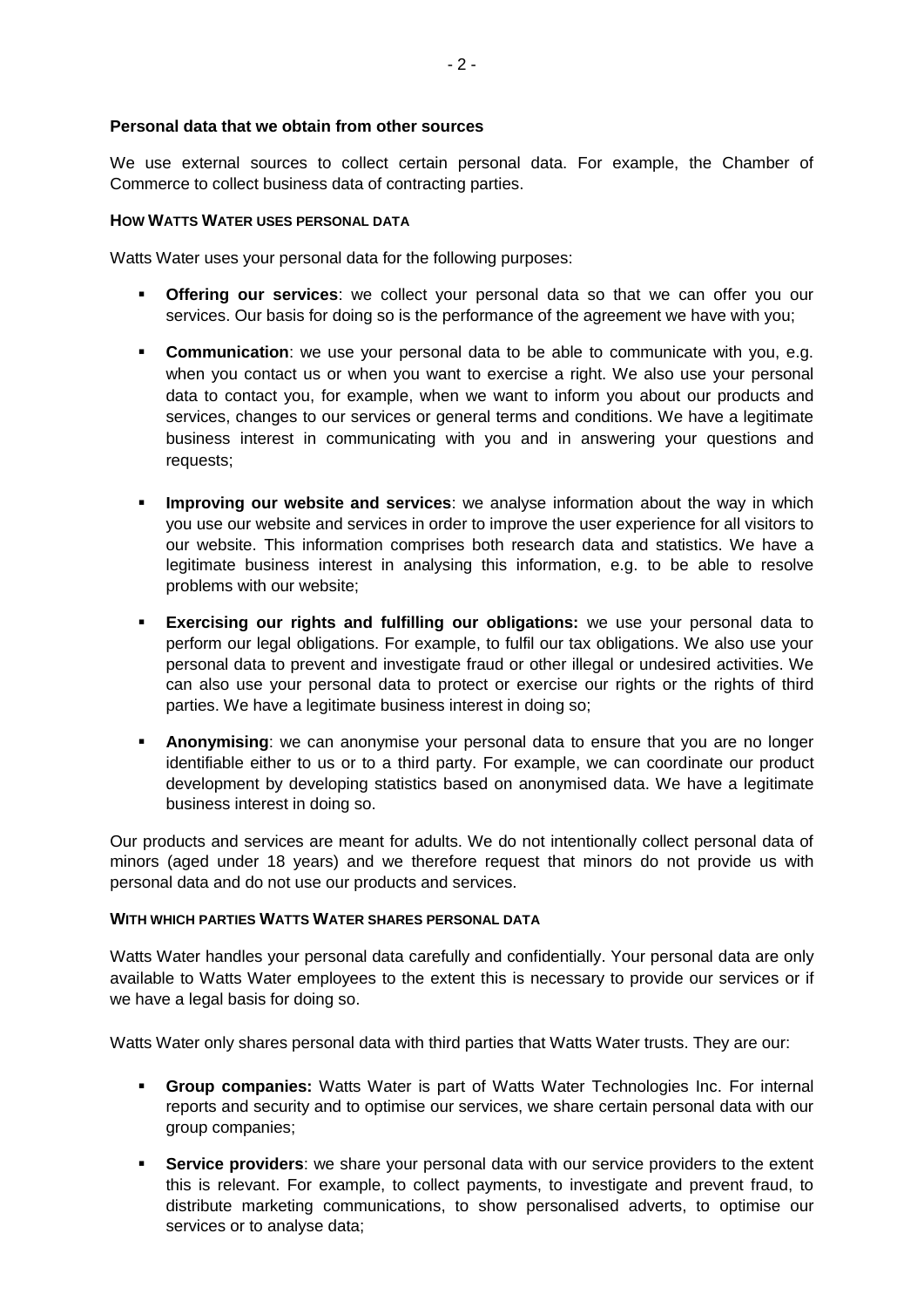**Personal data that we obtain from other sources**

We use external sources to collect certain personal data. For example, the Chamber of Commerce to collect business data of contracting parties.

## HOW WATTS WATER USES PERSONAL DATA

Watts Water uses your personal data for the following purposes:

- **Offering our services**: we collect your personal data so that we can offer you our services. Our basis for doing so is the performance of the agreement we have with you;
- **Communication**: we use your personal data to be able to communicate with you, e.g. when you contact us or when you want to exercise a right. We also use your personal data to contact you, for example, when we want to inform you about our products and services, changes to our services or general terms and conditions. We have a legitimate business interest in communicating with you and in answering your questions and requests;
- **Improving our website and services**: we analyse information about the way in which you use our website and services in order to improve the user experience for all visitors to our website. This information comprises both research data and statistics. We have a legitimate business interest in analysing this information, e.g. to be able to resolve problems with our website;
- **Exercising our rights and fulfilling our obligations:** we use your personal data to perform our legal obligations. For example, to fulfil our tax obligations. We also use your personal data to prevent and investigate fraud or other illegal or undesired activities. We can also use your personal data to protect or exercise our rights or the rights of third parties. We have a legitimate business interest in doing so;
- **Anonymising**: we can anonymise your personal data to ensure that you are no longer identifiable either to us or to a third party. For example, we can coordinate our product development by developing statistics based on anonymised data. We have a legitimate business interest in doing so.

Our products and services are meant for adults. We do not intentionally collect personal data of minors (aged under 18 years) and we therefore request that minors do not provide us with personal data and do not use our products and services.

## WITH WHICH PARTIES WATTS WATER SHARES PERSONAL DATA

Watts Water handles your personal data carefully and confidentially. Your personal data are only available to Watts Water employees to the extent this is necessary to provide our services or if we have a legal basis for doing so.

Watts Water only shares personal data with third parties that Watts Water trusts. They are our:

- **Group companies:** Watts Water is part of Watts Water Technologies Inc. For internal reports and security and to optimise our services, we share certain personal data with our group companies;
- **Service providers**: we share your personal data with our service providers to the extent this is relevant. For example, to collect payments, to investigate and prevent fraud, to distribute marketing communications, to show personalised adverts, to optimise our services or to analyse data;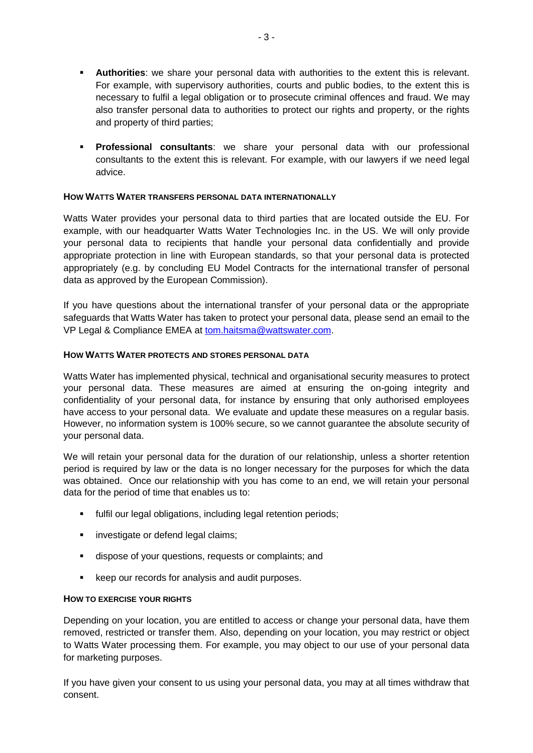- **Authorities**: we share your personal data with authorities to the extent this is relevant. For example, with supervisory authorities, courts and public bodies, to the extent this is necessary to fulfil a legal obligation or to prosecute criminal offences and fraud. We may also transfer personal data to authorities to protect our rights and property, or the rights and property of third parties;

- **Professional consultants**: we share your personal data with our professional consultants to the extent this is relevant. For example, with our lawyers if we need legal advice.

#### HOW WATTS WATER TRANSFERS PERSONAL DATA INTERNATIONALLY

Watts Water provides your personal data to third parties that are located outside the EU. For example, with our headquarter Watts Water Technologies Inc. in the US. We will only provide your personal data to recipients that handle your personal data confidentially and provide appropriate protection in line with European standards, so that your personal data is protected appropriately (e.g. by concluding EU Model Contracts for the international transfer of personal data as approved by the European Commission).

If you have questions about the international transfer of your personal data or the appropriate safeguards that Watts Water has taken to protect your personal data, please send an email to the VP Legal & Compliance EMEA at tom.haitsma@wattswater.com.

#### HOW WATTS WATER PROTECTS AND STORES PERSONAL DATA

Watts Water has implemented physical, technical and organisational security measures to protect your personal data. These measures are aimed at ensuring the on-going integrity and confidentiality of your personal data, for instance by ensuring that only authorised employees have access to your personal data. We evaluate and update these measures on a regular basis. However, no information system is 100% secure, so we cannot guarantee the absolute security of your personal data.

We will retain your personal data for the duration of our relationship, unless a shorter retention period is required by law or the data is no longer necessary for the purposes for which the data was obtained. Once our relationship with you has come to an end, we will retain your personal data for the period of time that enables us to:

- fulfil our legal obligations, including legal retention periods;
- investigate or defend legal claims;
- dispose of your questions, requests or complaints; and
- keep our records for analysis and audit purposes.

#### HOW TO EXERCISE YOUR RIGHTS

Depending on your location, you are entitled to access or change your personal data, have them removed, restricted or transfer them. Also, depending on your location, you may restrict or object to Watts Water processing them. For example, you may object to our use of your personal data for marketing purposes.

If you have given your consent to us using your personal data, you may at all times withdraw that consent.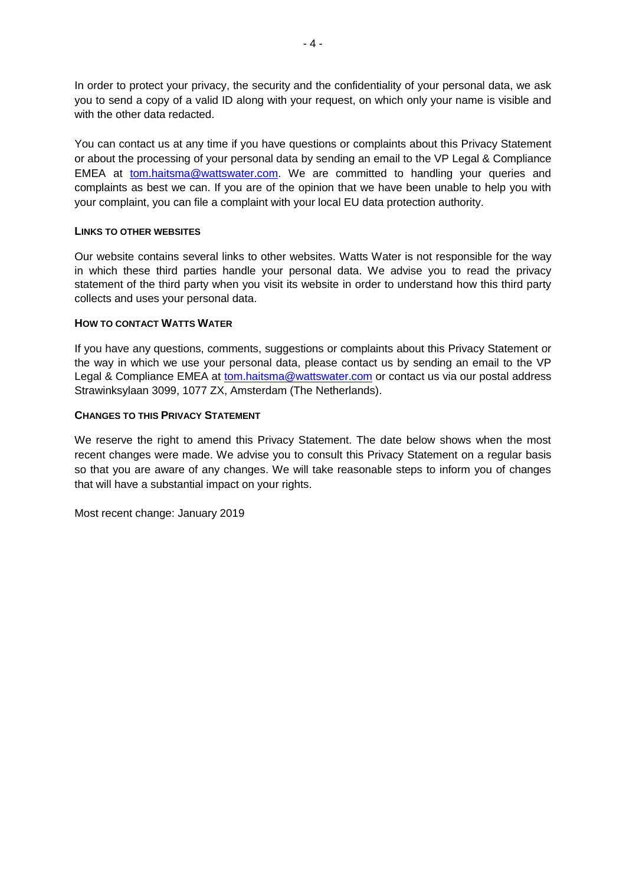In order to protect your privacy, the security and the confidentiality of your personal data, we ask you to send a copy of a valid ID along with your request, on which only your name is visible and with the other data redacted.

You can contact us at any time if you have questions or complaints about this Privacy Statement or about the processing of your personal data by sending an email to the VP Legal & Compliance EMEA at tom.haitsma@wattswater.com. We are committed to handling your queries and complaints as best we can. If you are of the opinion that we have been unable to help you with your complaint, you can file a complaint with your local EU data protection authority.

**LINKS TO OTHER WEBSITES**

Our website contains several links to other websites. Watts Water is not responsible for the way in which these third parties handle your personal data. We advise you to read the privacy statement of the third party when you visit its website in order to understand how this third party collects and uses your personal data.

**HOW TO CONTACT WATTS WATER**

If you have any questions, comments, suggestions or complaints about this Privacy Statement or the way in which we use your personal data, please contact us by sending an email to the VP Legal & Compliance EMEA at tom.haitsma@wattswater.com or contact us via our postal address Strawinksylaan 3099, 1077 ZX, Amsterdam (The Netherlands).

**CHANGES TO THIS PRIVACY STATEMENT**

We reserve the right to amend this Privacy Statement. The date below shows when the most recent changes were made. We advise you to consult this Privacy Statement on a regular basis so that you are aware of any changes. We will take reasonable steps to inform you of changes that will have a substantial impact on your rights.

Most recent change: January 2019